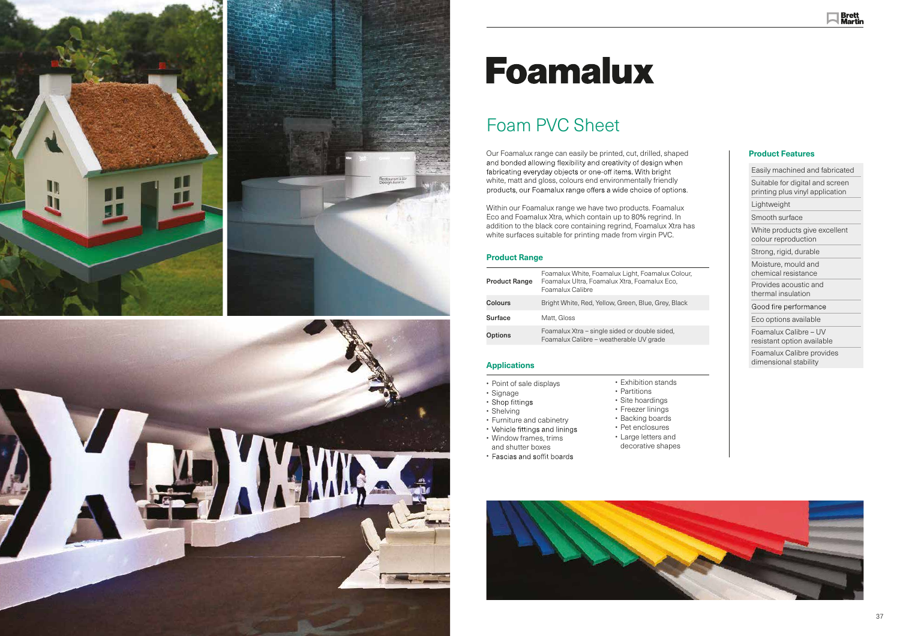# Foamalux

## Foam PVC Sheet

Our Foamalux range can easily be printed, cut, drilled, shaped and bonded allowing flexibility and creativity of design when fabricating everyday objects or one-off items. With bright white, matt and gloss, colours end environmentally friendly products, our Foamalux range offers a wide choice of options.

Within our Foamalux range we have two products. Foamalux Eco and Foamalux Xtra, which contain up to 80% regrind. In addition to the black core containing regrind, Foamalux Xtra has white surfaces suitable for printing made from virgin PVC.

### Product Range

| | |
|---|---|
| **Product Range** | Foamalux White, Foamalux Light, Foamalux Colour, Foamalux Ultra, Foamalux Xtra, Foamalux Eco, Foamalux Calibre |
| **Colours** | Bright White, Red, Yellow, Green, Blue, Grey, Black |
| **Surface** | Matt, Gloss |
| **Options** | Foamalux Xtra – single sided or double sided, Foamalux Calibre – weatherable UV grade |

### Applications

- Point of sale displays
- Signage
- Shop fittings
- Shelving
- Furniture and cabinetry
- Vehicle fittings and linings
- Window frames, trims and shutter boxes
- Fascias and soffit boards
- Exhibition stands
- Partitions
- Site hoardings
- Freezer linings
- Backing boards
- Pet enclosures
- Large letters and decorative shapes

### Product Features

- Easily machined and fabricated
- Suitable for digital and screen printing plus vinyl application
- Lightweight
- Smooth surface
- White products give excellent colour reproduction
- Strong, rigid, durable
- Moisture, mould and chemical resistance
- Provides acoustic and thermal insulation
- Good fire performance
- Eco options available
- Foamalux Calibre – UV resistant option available
- Foamalux Calibre provides dimensional stability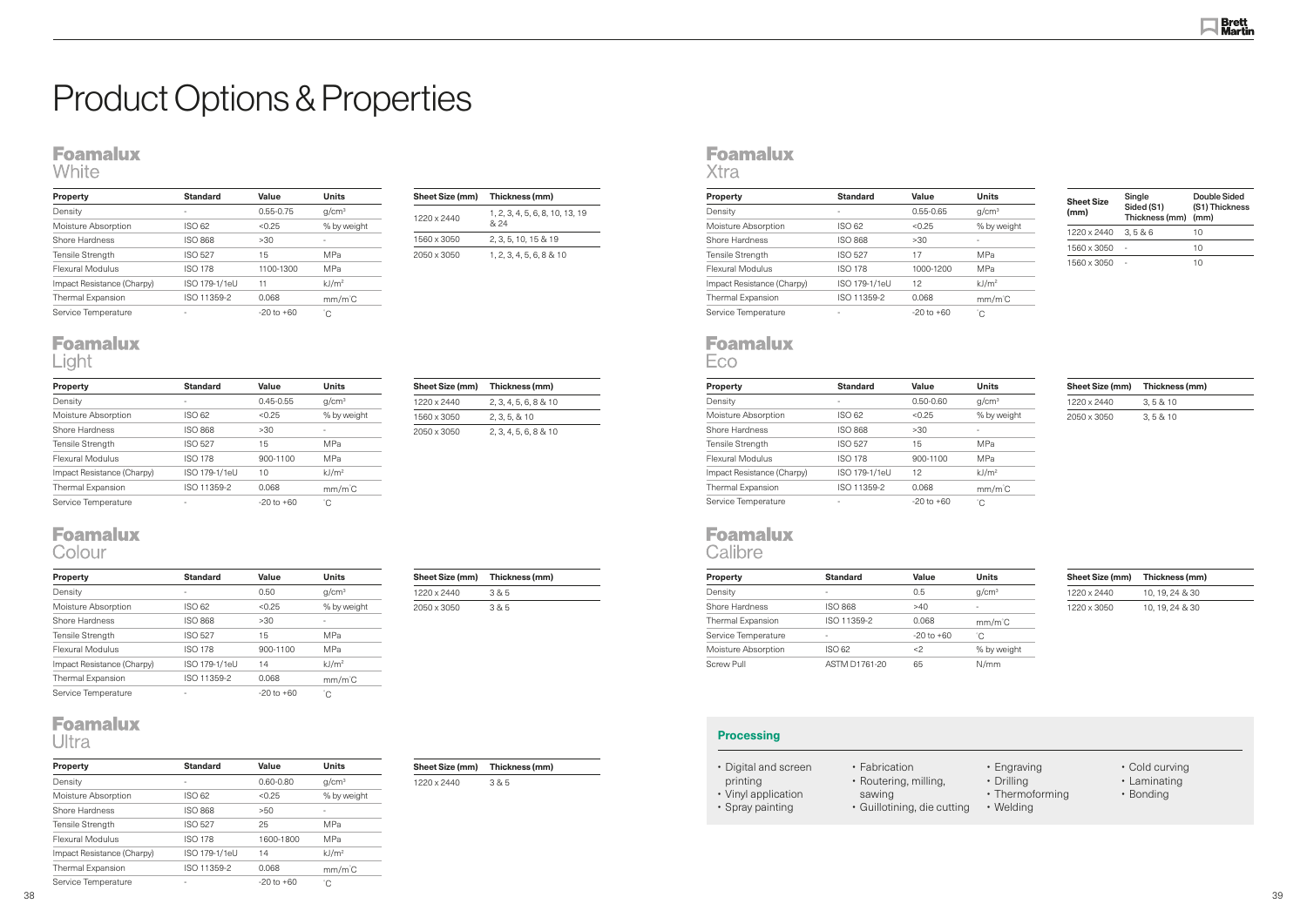# Product Options & Properties

## Foamalux White

| Property | Standard | Value | Units |
|---|---|---|---|
| Density | - | 0.55-0.75 | g/cm³ |
| Moisture Absorption | ISO 62 | <0.25 | % by weight |
| Shore Hardness | ISO 868 | >30 | - |
| Tensile Strength | ISO 527 | 15 | MPa |
| Flexural Modulus | ISO 178 | 1100-1300 | MPa |
| Impact Resistance (Charpy) | ISO 179-1/1eU | 11 | kJ/m² |
| Thermal Expansion | ISO 11359-2 | 0.068 | mm/m°C |
| Service Temperature | - | -20 to +60 | °C |

| Sheet Size (mm) | Thickness (mm) |
|---|---|
| 1220 x 2440 | 1, 2, 3, 4, 5, 6, 8, 10, 13, 19 & 24 |
| 1560 x 3050 | 2, 3, 5, 10, 15 & 19 |
| 2050 x 3050 | 1, 2, 3, 4, 5, 6, 8 & 10 |

## Foamalux Light

| Property | Standard | Value | Units |
|---|---|---|---|
| Density | - | 0.45-0.55 | g/cm³ |
| Moisture Absorption | ISO 62 | <0.25 | % by weight |
| Shore Hardness | ISO 868 | >30 | - |
| Tensile Strength | ISO 527 | 15 | MPa |
| Flexural Modulus | ISO 178 | 900-1100 | MPa |
| Impact Resistance (Charpy) | ISO 179-1/1eU | 10 | kJ/m² |
| Thermal Expansion | ISO 11359-2 | 0.068 | mm/m°C |
| Service Temperature | - | -20 to +60 | °C |

| Sheet Size (mm) | Thickness (mm) |
|---|---|
| 1220 x 2440 | 2, 3, 4, 5, 6, 8 & 10 |
| 1560 x 3050 | 2, 3, 5, & 10 |
| 2050 x 3050 | 2, 3, 4, 5, 6, 8 & 10 |

## Foamalux Colour

| Property | Standard | Value | Units |
|---|---|---|---|
| Density | - | 0.50 | g/cm³ |
| Moisture Absorption | ISO 62 | <0.25 | % by weight |
| Shore Hardness | ISO 868 | >30 | - |
| Tensile Strength | ISO 527 | 15 | MPa |
| Flexural Modulus | ISO 178 | 900-1100 | MPa |
| Impact Resistance (Charpy) | ISO 179-1/1eU | 14 | kJ/m² |
| Thermal Expansion | ISO 11359-2 | 0.068 | mm/m°C |
| Service Temperature | - | -20 to +60 | °C |

| Sheet Size (mm) | Thickness (mm) |
|---|---|
| 1220 x 2440 | 3 & 5 |
| 2050 x 3050 | 3 & 5 |

## Foamalux Ultra

| Property | Standard | Value | Units |
|---|---|---|---|
| Density | - | 0.60-0.80 | g/cm³ |
| Moisture Absorption | ISO 62 | <0.25 | % by weight |
| Shore Hardness | ISO 868 | >50 | - |
| Tensile Strength | ISO 527 | 25 | MPa |
| Flexural Modulus | ISO 178 | 1600-1800 | MPa |
| Impact Resistance (Charpy) | ISO 179-1/1eU | 14 | kJ/m² |
| Thermal Expansion | ISO 11359-2 | 0.068 | mm/m°C |
| Service Temperature | - | -20 to +60 | °C |

| Sheet Size (mm) | Thickness (mm) |
|---|---|
| 1220 x 2440 | 3 & 5 |

## Foamalux Xtra

| Property | Standard | Value | Units |
|---|---|---|---|
| Density | - | 0.55-0.65 | g/cm³ |
| Moisture Absorption | ISO 62 | <0.25 | % by weight |
| Shore Hardness | ISO 868 | >30 | - |
| Tensile Strength | ISO 527 | 17 | MPa |
| Flexural Modulus | ISO 178 | 1000-1200 | MPa |
| Impact Resistance (Charpy) | ISO 179-1/1eU | 12 | kJ/m² |
| Thermal Expansion | ISO 11359-2 | 0.068 | mm/m°C |
| Service Temperature | - | -20 to +60 | °C |

| Sheet Size (mm) | Single Sided (S1) Thickness (mm) | Double Sided (S1) Thickness (mm) |
|---|---|---|
| 1220 x 2440 | 3, 5 & 6 | 10 |
| 1560 x 3050 | - | 10 |
| 1560 x 3050 | - | 10 |

## Foamalux Eco

| Property | Standard | Value | Units |
|---|---|---|---|
| Density | - | 0.50-0.60 | g/cm³ |
| Moisture Absorption | ISO 62 | <0.25 | % by weight |
| Shore Hardness | ISO 868 | >30 | - |
| Tensile Strength | ISO 527 | 15 | MPa |
| Flexural Modulus | ISO 178 | 900-1100 | MPa |
| Impact Resistance (Charpy) | ISO 179-1/1eU | 12 | kJ/m² |
| Thermal Expansion | ISO 11359-2 | 0.068 | mm/m°C |
| Service Temperature | - | -20 to +60 | °C |

| Sheet Size (mm) | Thickness (mm) |
|---|---|
| 1220 x 2440 | 3, 5 & 10 |
| 2050 x 3050 | 3, 5 & 10 |

## Foamalux Calibre

| Property | Standard | Value | Units |
|---|---|---|---|
| Density | - | 0.5 | g/cm³ |
| Shore Hardness | ISO 868 | >40 | - |
| Thermal Expansion | ISO 11359-2 | 0.068 | mm/m°C |
| Service Temperature | - | -20 to +60 | °C |
| Moisture Absorption | ISO 62 | <2 | % by weight |
| Screw Pull | ASTM D1761-20 | 65 | N/mm |

| Sheet Size (mm) | Thickness (mm) |
|---|---|
| 1220 x 2440 | 10, 19, 24 & 30 |
| 1220 x 3050 | 10, 19, 24 & 30 |

### Processing

- Digital and screen printing
- Vinyl application
- Spray painting
- Fabrication
- Routering, milling, sawing
- Guillotining, die cutting
- Engraving
- Drilling
- Thermoforming
- Welding
- Cold curving
- Laminating
- Bonding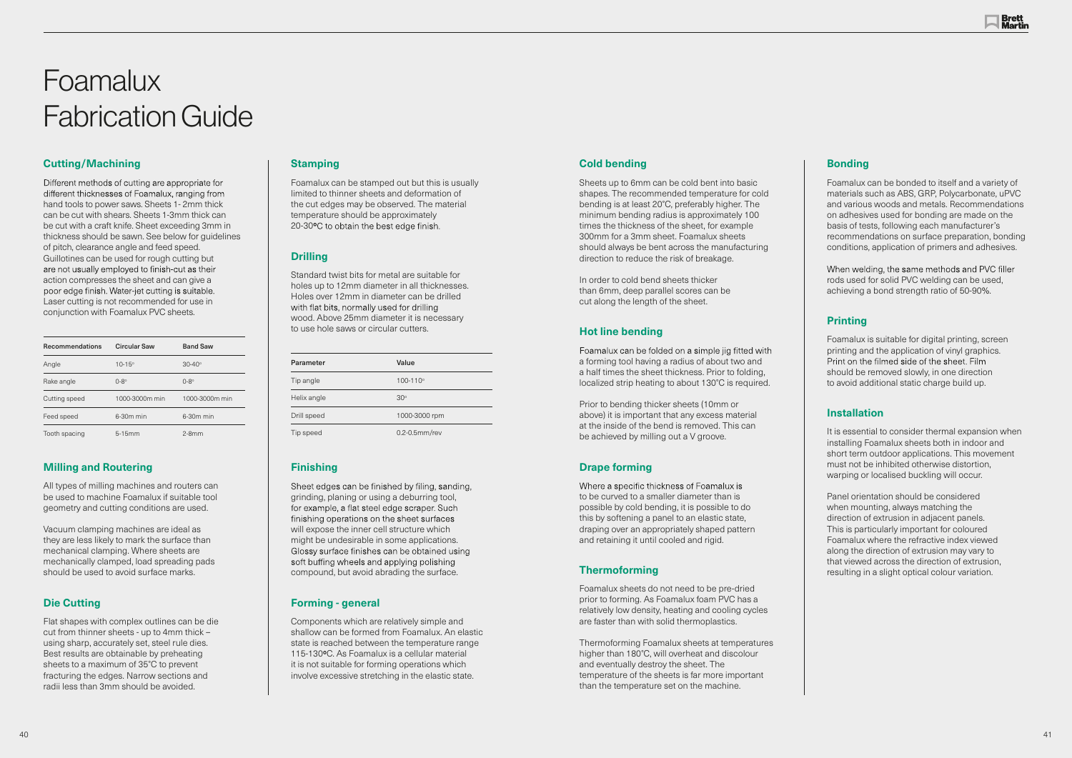# Foamalux Fabrication Guide

## Cutting/Machining

Different methods of cutting are appropriate for different thicknesses of Foamalux, ranging from hand tools to power saws. Sheets 1- 2mm thick can be cut with shears. Sheets 1-3mm thick can be cut with a craft knife. Sheet exceeding 3mm in thickness should be sawn. See below for guidelines of pitch, clearance angle and feed speed. Guillotines can be used for rough cutting but are not usually employed to finish-cut as their action compresses the sheet and can give a poor edge finish. Water-jet cutting is suitable. Laser cutting is not recommended for use in conjunction with Foamalux PVC sheets.

| Recommendations | Circular Saw | Band Saw |
| --- | --- | --- |
| Angle | 10-15° | 30-40° |
| Rake angle | 0-8° | 0-8° |
| Cutting speed | 1000-3000m min | 1000-3000m min |
| Feed speed | 6-30m min | 6-30m min |
| Tooth spacing | 5-15mm | 2-8mm |

## Milling and Routering

All types of milling machines and routers can be used to machine Foamalux if suitable tool geometry and cutting conditions are used.

Vacuum clamping machines are ideal as they are less likely to mark the surface than mechanical clamping. Where sheets are mechanically clamped, load spreading pads should be used to avoid surface marks.

## Die Cutting

Flat shapes with complex outlines can be die cut from thinner sheets - up to 4mm thick – using sharp, accurately set, steel rule dies. Best results are obtainable by preheating sheets to a maximum of 35°C to prevent fracturing the edges. Narrow sections and radii less than 3mm should be avoided.

## Stamping

Foamalux can be stamped out but this is usually limited to thinner sheets and deformation of the cut edges may be observed. The material temperature should be approximately 20-30ºC to obtain the best edge finish.

## Drilling

Standard twist bits for metal are suitable for holes up to 12mm diameter in all thicknesses. Holes over 12mm in diameter can be drilled with flat bits, normally used for drilling wood. Above 25mm diameter it is necessary to use hole saws or circular cutters.

| Parameter | Value |
| --- | --- |
| Tip angle | 100-110° |
| Helix angle | 30° |
| Drill speed | 1000-3000 rpm |
| Tip speed | 0.2-0.5mm/rev |

## Finishing

Sheet edges can be finished by filing, sanding, grinding, planing or using a deburring tool, for example, a flat steel edge scraper. Such finishing operations on the sheet surfaces will expose the inner cell structure which might be undesirable in some applications. Glossy surface finishes can be obtained using soft buffing wheels and applying polishing compound, but avoid abrading the surface.

## Forming - general

Components which are relatively simple and shallow can be formed from Foamalux. An elastic state is reached between the temperature range 115-130ºC. As Foamalux is a cellular material it is not suitable for forming operations which involve excessive stretching in the elastic state.

## Cold bending

Sheets up to 6mm can be cold bent into basic shapes. The recommended temperature for cold bending is at least 20°C, preferably higher. The minimum bending radius is approximately 100 times the thickness of the sheet, for example 300mm for a 3mm sheet. Foamalux sheets should always be bent across the manufacturing direction to reduce the risk of breakage.

In order to cold bend sheets thicker than 6mm, deep parallel scores can be cut along the length of the sheet.

## Hot line bending

Foamalux can be folded on a simple jig fitted with a forming tool having a radius of about two and a half times the sheet thickness. Prior to folding, localized strip heating to about 130°C is required.

Prior to bending thicker sheets (10mm or above) it is important that any excess material at the inside of the bend is removed. This can be achieved by milling out a V groove.

## Drape forming

Where a specific thickness of Foamalux is to be curved to a smaller diameter than is possible by cold bending, it is possible to do this by softening a panel to an elastic state, draping over an appropriately shaped pattern and retaining it until cooled and rigid.

## Thermoforming

Foamalux sheets do not need to be pre-dried prior to forming. As Foamalux foam PVC has a relatively low density, heating and cooling cycles are faster than with solid thermoplastics.

Thermoforming Foamalux sheets at temperatures higher than 180°C, will overheat and discolour and eventually destroy the sheet. The temperature of the sheets is far more important than the temperature set on the machine.

## Bonding

Foamalux can be bonded to itself and a variety of materials such as ABS, GRP, Polycarbonate, uPVC and various woods and metals. Recommendations on adhesives used for bonding are made on the basis of tests, following each manufacturer's recommendations on surface preparation, bonding conditions, application of primers and adhesives.

When welding, the same methods and PVC filler rods used for solid PVC welding can be used, achieving a bond strength ratio of 50-90%.

## Printing

Foamalux is suitable for digital printing, screen printing and the application of vinyl graphics. Print on the filmed side of the sheet. Film should be removed slowly, in one direction to avoid additional static charge build up.

## Installation

It is essential to consider thermal expansion when installing Foamalux sheets both in indoor and short term outdoor applications. This movement must not be inhibited otherwise distortion, warping or localised buckling will occur.

Panel orientation should be considered when mounting, always matching the direction of extrusion in adjacent panels. This is particularly important for coloured Foamalux where the refractive index viewed along the direction of extrusion may vary to that viewed across the direction of extrusion, resulting in a slight optical colour variation.